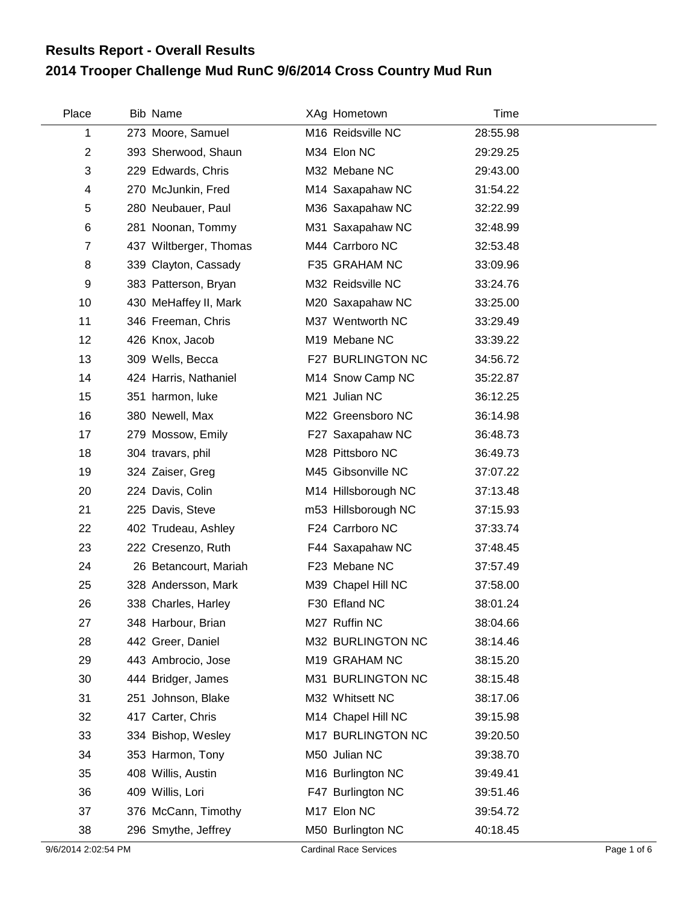## Results Report - Overall Results

## 2014 Trooper Challenge Mud RunC 9/6/2014 Cross Country Mud Run

| Place | Bib | Name | XAg | Hometown | Time |
|---|---|---|---|---|---|
| 1 | 273 | Moore, Samuel | M16 | Reidsville NC | 28:55.98 |
| 2 | 393 | Sherwood, Shaun | M34 | Elon NC | 29:29.25 |
| 3 | 229 | Edwards, Chris | M32 | Mebane NC | 29:43.00 |
| 4 | 270 | McJunkin, Fred | M14 | Saxapahaw NC | 31:54.22 |
| 5 | 280 | Neubauer, Paul | M36 | Saxapahaw NC | 32:22.99 |
| 6 | 281 | Noonan, Tommy | M31 | Saxapahaw NC | 32:48.99 |
| 7 | 437 | Wiltberger, Thomas | M44 | Carrboro NC | 32:53.48 |
| 8 | 339 | Clayton, Cassady | F35 | GRAHAM NC | 33:09.96 |
| 9 | 383 | Patterson, Bryan | M32 | Reidsville NC | 33:24.76 |
| 10 | 430 | MeHaffey II, Mark | M20 | Saxapahaw NC | 33:25.00 |
| 11 | 346 | Freeman, Chris | M37 | Wentworth NC | 33:29.49 |
| 12 | 426 | Knox, Jacob | M19 | Mebane NC | 33:39.22 |
| 13 | 309 | Wells, Becca | F27 | BURLINGTON NC | 34:56.72 |
| 14 | 424 | Harris, Nathaniel | M14 | Snow Camp NC | 35:22.87 |
| 15 | 351 | harmon, luke | M21 | Julian NC | 36:12.25 |
| 16 | 380 | Newell, Max | M22 | Greensboro NC | 36:14.98 |
| 17 | 279 | Mossow, Emily | F27 | Saxapahaw NC | 36:48.73 |
| 18 | 304 | travars, phil | M28 | Pittsboro NC | 36:49.73 |
| 19 | 324 | Zaiser, Greg | M45 | Gibsonville NC | 37:07.22 |
| 20 | 224 | Davis, Colin | M14 | Hillsborough NC | 37:13.48 |
| 21 | 225 | Davis, Steve | m53 | Hillsborough NC | 37:15.93 |
| 22 | 402 | Trudeau, Ashley | F24 | Carrboro NC | 37:33.74 |
| 23 | 222 | Cresenzo, Ruth | F44 | Saxapahaw NC | 37:48.45 |
| 24 | 26 | Betancourt, Mariah | F23 | Mebane NC | 37:57.49 |
| 25 | 328 | Andersson, Mark | M39 | Chapel Hill NC | 37:58.00 |
| 26 | 338 | Charles, Harley | F30 | Efland NC | 38:01.24 |
| 27 | 348 | Harbour, Brian | M27 | Ruffin NC | 38:04.66 |
| 28 | 442 | Greer, Daniel | M32 | BURLINGTON NC | 38:14.46 |
| 29 | 443 | Ambrocio, Jose | M19 | GRAHAM NC | 38:15.20 |
| 30 | 444 | Bridger, James | M31 | BURLINGTON NC | 38:15.48 |
| 31 | 251 | Johnson, Blake | M32 | Whitsett NC | 38:17.06 |
| 32 | 417 | Carter, Chris | M14 | Chapel Hill NC | 39:15.98 |
| 33 | 334 | Bishop, Wesley | M17 | BURLINGTON NC | 39:20.50 |
| 34 | 353 | Harmon, Tony | M50 | Julian NC | 39:38.70 |
| 35 | 408 | Willis, Austin | M16 | Burlington NC | 39:49.41 |
| 36 | 409 | Willis, Lori | F47 | Burlington NC | 39:51.46 |
| 37 | 376 | McCann, Timothy | M17 | Elon NC | 39:54.72 |
| 38 | 296 | Smythe, Jeffrey | M50 | Burlington NC | 40:18.45 |

9/6/2014 2:02:54 PM — Cardinal Race Services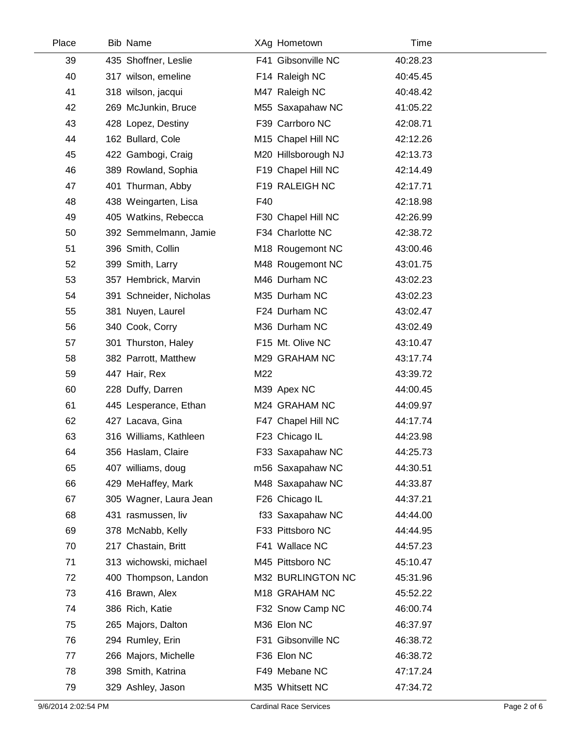| Place | Bib | Name | XAg | Hometown | Time |
|---|---|---|---|---|---|
| 39 | 435 | Shoffner, Leslie | F41 | Gibsonville NC | 40:28.23 |
| 40 | 317 | wilson, emeline | F14 | Raleigh NC | 40:45.45 |
| 41 | 318 | wilson, jacqui | M47 | Raleigh NC | 40:48.42 |
| 42 | 269 | McJunkin, Bruce | M55 | Saxapahaw NC | 41:05.22 |
| 43 | 428 | Lopez, Destiny | F39 | Carrboro NC | 42:08.71 |
| 44 | 162 | Bullard, Cole | M15 | Chapel Hill NC | 42:12.26 |
| 45 | 422 | Gambogi, Craig | M20 | Hillsborough NJ | 42:13.73 |
| 46 | 389 | Rowland, Sophia | F19 | Chapel Hill NC | 42:14.49 |
| 47 | 401 | Thurman, Abby | F19 | RALEIGH NC | 42:17.71 |
| 48 | 438 | Weingarten, Lisa | F40 | | 42:18.98 |
| 49 | 405 | Watkins, Rebecca | F30 | Chapel Hill NC | 42:26.99 |
| 50 | 392 | Semmelmann, Jamie | F34 | Charlotte NC | 42:38.72 |
| 51 | 396 | Smith, Collin | M18 | Rougemont NC | 43:00.46 |
| 52 | 399 | Smith, Larry | M48 | Rougemont NC | 43:01.75 |
| 53 | 357 | Hembrick, Marvin | M46 | Durham NC | 43:02.23 |
| 54 | 391 | Schneider, Nicholas | M35 | Durham NC | 43:02.23 |
| 55 | 381 | Nuyen, Laurel | F24 | Durham NC | 43:02.47 |
| 56 | 340 | Cook, Corry | M36 | Durham NC | 43:02.49 |
| 57 | 301 | Thurston, Haley | F15 | Mt. Olive NC | 43:10.47 |
| 58 | 382 | Parrott, Matthew | M29 | GRAHAM NC | 43:17.74 |
| 59 | 447 | Hair, Rex | M22 | | 43:39.72 |
| 60 | 228 | Duffy, Darren | M39 | Apex NC | 44:00.45 |
| 61 | 445 | Lesperance, Ethan | M24 | GRAHAM NC | 44:09.97 |
| 62 | 427 | Lacava, Gina | F47 | Chapel Hill NC | 44:17.74 |
| 63 | 316 | Williams, Kathleen | F23 | Chicago IL | 44:23.98 |
| 64 | 356 | Haslam, Claire | F33 | Saxapahaw NC | 44:25.73 |
| 65 | 407 | williams, doug | m56 | Saxapahaw NC | 44:30.51 |
| 66 | 429 | MeHaffey, Mark | M48 | Saxapahaw NC | 44:33.87 |
| 67 | 305 | Wagner, Laura Jean | F26 | Chicago IL | 44:37.21 |
| 68 | 431 | rasmussen, liv | f33 | Saxapahaw NC | 44:44.00 |
| 69 | 378 | McNabb, Kelly | F33 | Pittsboro NC | 44:44.95 |
| 70 | 217 | Chastain, Britt | F41 | Wallace NC | 44:57.23 |
| 71 | 313 | wichowski, michael | M45 | Pittsboro NC | 45:10.47 |
| 72 | 400 | Thompson, Landon | M32 | BURLINGTON NC | 45:31.96 |
| 73 | 416 | Brawn, Alex | M18 | GRAHAM NC | 45:52.22 |
| 74 | 386 | Rich, Katie | F32 | Snow Camp NC | 46:00.74 |
| 75 | 265 | Majors, Dalton | M36 | Elon NC | 46:37.97 |
| 76 | 294 | Rumley, Erin | F31 | Gibsonville NC | 46:38.72 |
| 77 | 266 | Majors, Michelle | F36 | Elon NC | 46:38.72 |
| 78 | 398 | Smith, Katrina | F49 | Mebane NC | 47:17.24 |
| 79 | 329 | Ashley, Jason | M35 | Whitsett NC | 47:34.72 |

9/6/2014 2:02:54 PM Cardinal Race Services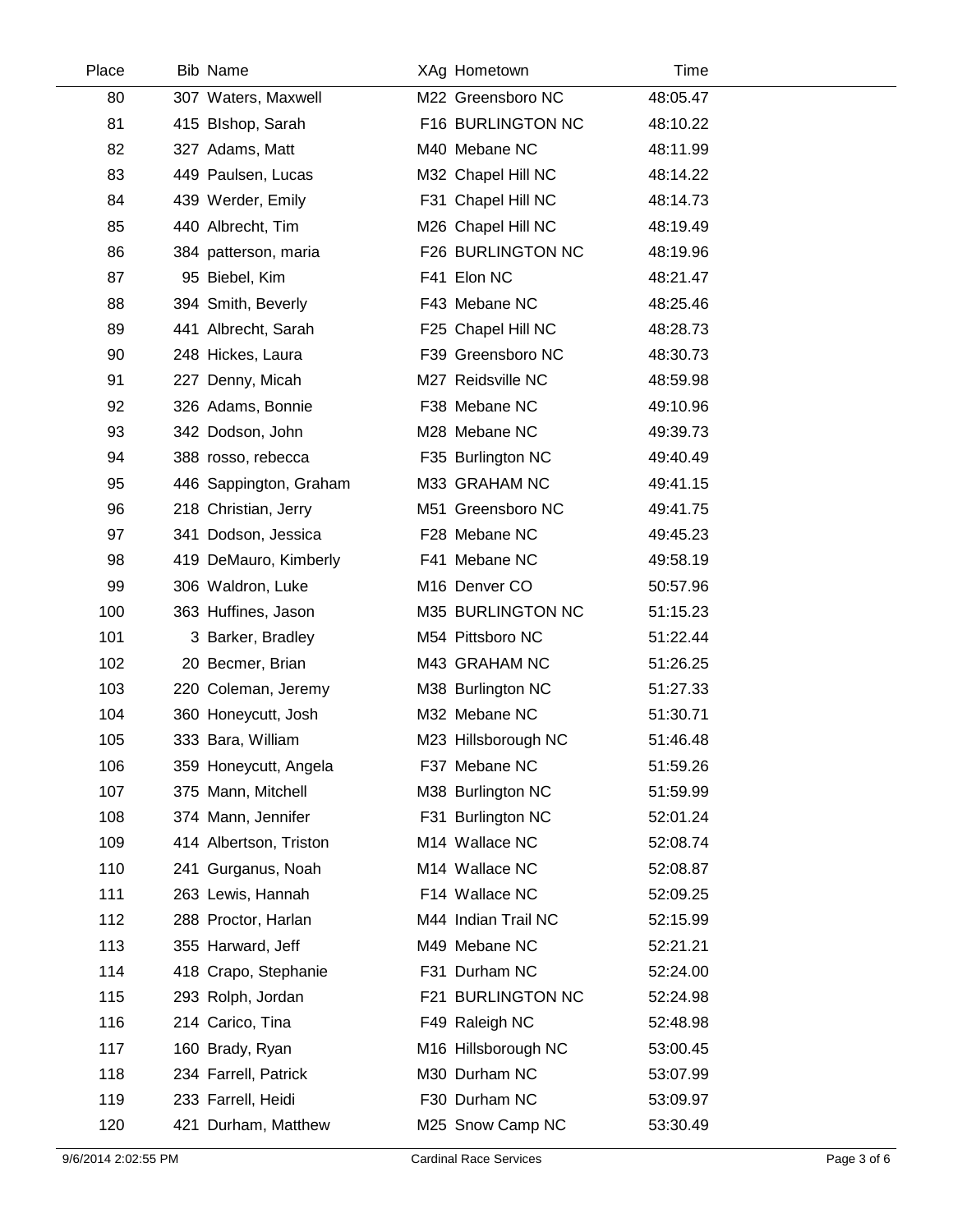| Place | Bib | Name | XAg | Hometown | Time |
|---|---|---|---|---|---|
| 80 | 307 | Waters, Maxwell | M22 | Greensboro NC | 48:05.47 |
| 81 | 415 | BIshop, Sarah | F16 | BURLINGTON NC | 48:10.22 |
| 82 | 327 | Adams, Matt | M40 | Mebane NC | 48:11.99 |
| 83 | 449 | Paulsen, Lucas | M32 | Chapel Hill NC | 48:14.22 |
| 84 | 439 | Werder, Emily | F31 | Chapel Hill NC | 48:14.73 |
| 85 | 440 | Albrecht, Tim | M26 | Chapel Hill NC | 48:19.49 |
| 86 | 384 | patterson, maria | F26 | BURLINGTON NC | 48:19.96 |
| 87 | 95 | Biebel, Kim | F41 | Elon NC | 48:21.47 |
| 88 | 394 | Smith, Beverly | F43 | Mebane NC | 48:25.46 |
| 89 | 441 | Albrecht, Sarah | F25 | Chapel Hill NC | 48:28.73 |
| 90 | 248 | Hickes, Laura | F39 | Greensboro NC | 48:30.73 |
| 91 | 227 | Denny, Micah | M27 | Reidsville NC | 48:59.98 |
| 92 | 326 | Adams, Bonnie | F38 | Mebane NC | 49:10.96 |
| 93 | 342 | Dodson, John | M28 | Mebane NC | 49:39.73 |
| 94 | 388 | rosso, rebecca | F35 | Burlington NC | 49:40.49 |
| 95 | 446 | Sappington, Graham | M33 | GRAHAM NC | 49:41.15 |
| 96 | 218 | Christian, Jerry | M51 | Greensboro NC | 49:41.75 |
| 97 | 341 | Dodson, Jessica | F28 | Mebane NC | 49:45.23 |
| 98 | 419 | DeMauro, Kimberly | F41 | Mebane NC | 49:58.19 |
| 99 | 306 | Waldron, Luke | M16 | Denver CO | 50:57.96 |
| 100 | 363 | Huffines, Jason | M35 | BURLINGTON NC | 51:15.23 |
| 101 | 3 | Barker, Bradley | M54 | Pittsboro NC | 51:22.44 |
| 102 | 20 | Becmer, Brian | M43 | GRAHAM NC | 51:26.25 |
| 103 | 220 | Coleman, Jeremy | M38 | Burlington NC | 51:27.33 |
| 104 | 360 | Honeycutt, Josh | M32 | Mebane NC | 51:30.71 |
| 105 | 333 | Bara, William | M23 | Hillsborough NC | 51:46.48 |
| 106 | 359 | Honeycutt, Angela | F37 | Mebane NC | 51:59.26 |
| 107 | 375 | Mann, Mitchell | M38 | Burlington NC | 51:59.99 |
| 108 | 374 | Mann, Jennifer | F31 | Burlington NC | 52:01.24 |
| 109 | 414 | Albertson, Triston | M14 | Wallace NC | 52:08.74 |
| 110 | 241 | Gurganus, Noah | M14 | Wallace NC | 52:08.87 |
| 111 | 263 | Lewis, Hannah | F14 | Wallace NC | 52:09.25 |
| 112 | 288 | Proctor, Harlan | M44 | Indian Trail NC | 52:15.99 |
| 113 | 355 | Harward, Jeff | M49 | Mebane NC | 52:21.21 |
| 114 | 418 | Crapo, Stephanie | F31 | Durham NC | 52:24.00 |
| 115 | 293 | Rolph, Jordan | F21 | BURLINGTON NC | 52:24.98 |
| 116 | 214 | Carico, Tina | F49 | Raleigh NC | 52:48.98 |
| 117 | 160 | Brady, Ryan | M16 | Hillsborough NC | 53:00.45 |
| 118 | 234 | Farrell, Patrick | M30 | Durham NC | 53:07.99 |
| 119 | 233 | Farrell, Heidi | F30 | Durham NC | 53:09.97 |
| 120 | 421 | Durham, Matthew | M25 | Snow Camp NC | 53:30.49 |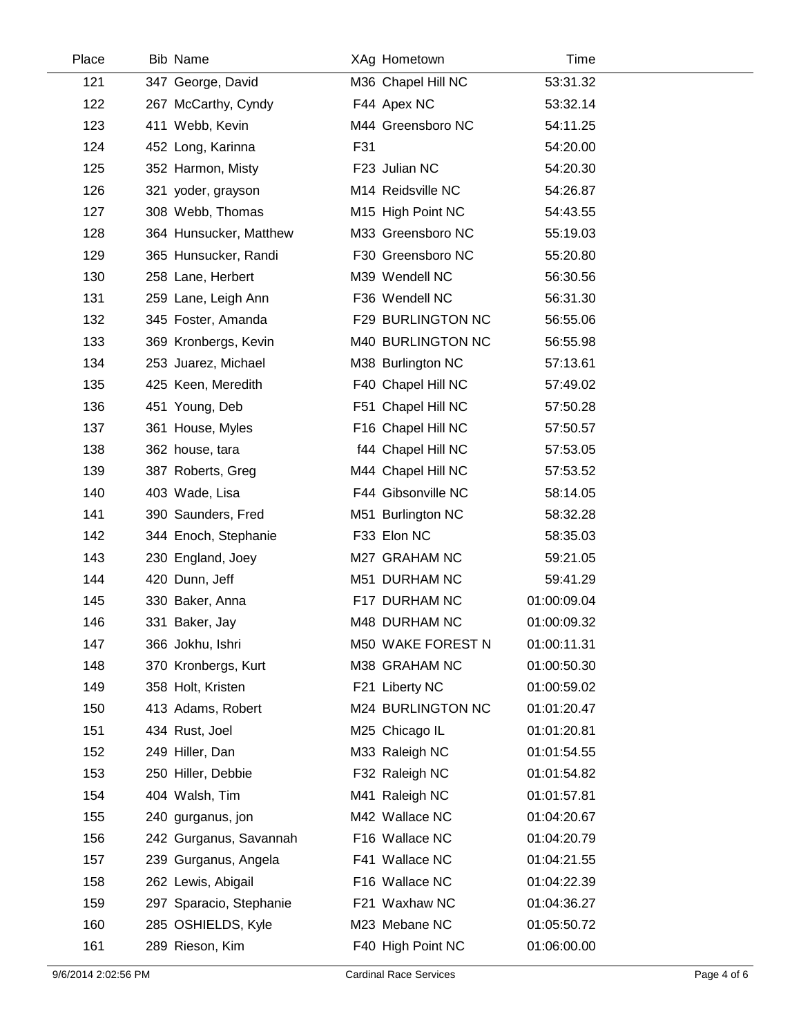| Place | Bib | Name | XAg | Hometown | Time |
|---|---|---|---|---|---|
| 121 | 347 | George, David | M36 | Chapel Hill NC | 53:31.32 |
| 122 | 267 | McCarthy, Cyndy | F44 | Apex NC | 53:32.14 |
| 123 | 411 | Webb, Kevin | M44 | Greensboro NC | 54:11.25 |
| 124 | 452 | Long, Karinna | F31 | | 54:20.00 |
| 125 | 352 | Harmon, Misty | F23 | Julian NC | 54:20.30 |
| 126 | 321 | yoder, grayson | M14 | Reidsville NC | 54:26.87 |
| 127 | 308 | Webb, Thomas | M15 | High Point NC | 54:43.55 |
| 128 | 364 | Hunsucker, Matthew | M33 | Greensboro NC | 55:19.03 |
| 129 | 365 | Hunsucker, Randi | F30 | Greensboro NC | 55:20.80 |
| 130 | 258 | Lane, Herbert | M39 | Wendell NC | 56:30.56 |
| 131 | 259 | Lane, Leigh Ann | F36 | Wendell NC | 56:31.30 |
| 132 | 345 | Foster, Amanda | F29 | BURLINGTON NC | 56:55.06 |
| 133 | 369 | Kronbergs, Kevin | M40 | BURLINGTON NC | 56:55.98 |
| 134 | 253 | Juarez, Michael | M38 | Burlington NC | 57:13.61 |
| 135 | 425 | Keen, Meredith | F40 | Chapel Hill NC | 57:49.02 |
| 136 | 451 | Young, Deb | F51 | Chapel Hill NC | 57:50.28 |
| 137 | 361 | House, Myles | F16 | Chapel Hill NC | 57:50.57 |
| 138 | 362 | house, tara | f44 | Chapel Hill NC | 57:53.05 |
| 139 | 387 | Roberts, Greg | M44 | Chapel Hill NC | 57:53.52 |
| 140 | 403 | Wade, Lisa | F44 | Gibsonville NC | 58:14.05 |
| 141 | 390 | Saunders, Fred | M51 | Burlington NC | 58:32.28 |
| 142 | 344 | Enoch, Stephanie | F33 | Elon NC | 58:35.03 |
| 143 | 230 | England, Joey | M27 | GRAHAM NC | 59:21.05 |
| 144 | 420 | Dunn, Jeff | M51 | DURHAM NC | 59:41.29 |
| 145 | 330 | Baker, Anna | F17 | DURHAM NC | 01:00:09.04 |
| 146 | 331 | Baker, Jay | M48 | DURHAM NC | 01:00:09.32 |
| 147 | 366 | Jokhu, Ishri | M50 | WAKE FOREST N | 01:00:11.31 |
| 148 | 370 | Kronbergs, Kurt | M38 | GRAHAM NC | 01:00:50.30 |
| 149 | 358 | Holt, Kristen | F21 | Liberty NC | 01:00:59.02 |
| 150 | 413 | Adams, Robert | M24 | BURLINGTON NC | 01:01:20.47 |
| 151 | 434 | Rust, Joel | M25 | Chicago IL | 01:01:20.81 |
| 152 | 249 | Hiller, Dan | M33 | Raleigh NC | 01:01:54.55 |
| 153 | 250 | Hiller, Debbie | F32 | Raleigh NC | 01:01:54.82 |
| 154 | 404 | Walsh, Tim | M41 | Raleigh NC | 01:01:57.81 |
| 155 | 240 | gurganus, jon | M42 | Wallace NC | 01:04:20.67 |
| 156 | 242 | Gurganus, Savannah | F16 | Wallace NC | 01:04:20.79 |
| 157 | 239 | Gurganus, Angela | F41 | Wallace NC | 01:04:21.55 |
| 158 | 262 | Lewis, Abigail | F16 | Wallace NC | 01:04:22.39 |
| 159 | 297 | Sparacio, Stephanie | F21 | Waxhaw NC | 01:04:36.27 |
| 160 | 285 | OSHIELDS, Kyle | M23 | Mebane NC | 01:05:50.72 |
| 161 | 289 | Rieson, Kim | F40 | High Point NC | 01:06:00.00 |

9/6/2014 2:02:56 PM Cardinal Race Services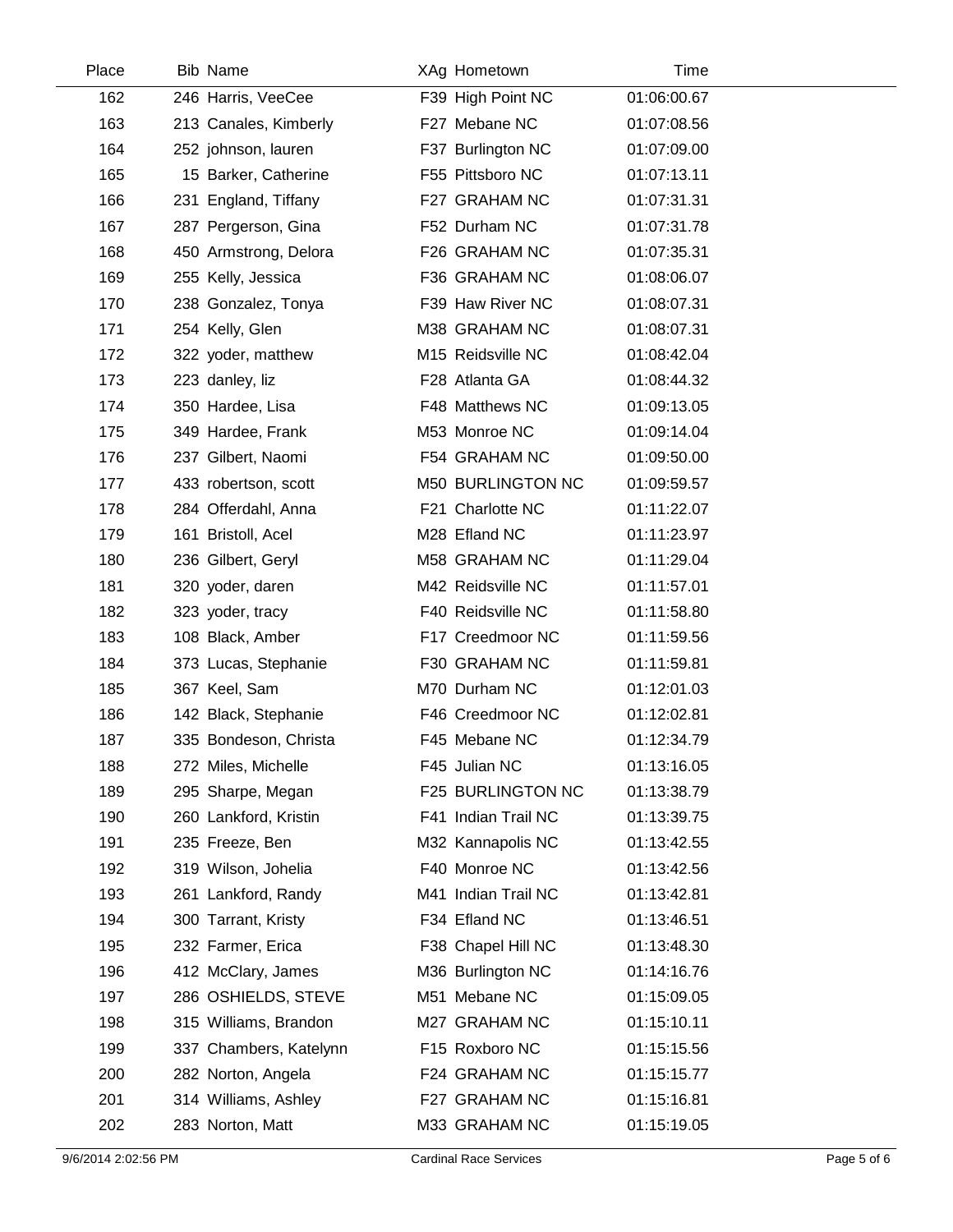| Place | Bib | Name | XAg | Hometown | Time |
|---|---|---|---|---|---|
| 162 | 246 | Harris, VeeCee | F39 | High Point NC | 01:06:00.67 |
| 163 | 213 | Canales, Kimberly | F27 | Mebane NC | 01:07:08.56 |
| 164 | 252 | johnson, lauren | F37 | Burlington NC | 01:07:09.00 |
| 165 | 15 | Barker, Catherine | F55 | Pittsboro NC | 01:07:13.11 |
| 166 | 231 | England, Tiffany | F27 | GRAHAM NC | 01:07:31.31 |
| 167 | 287 | Pergerson, Gina | F52 | Durham NC | 01:07:31.78 |
| 168 | 450 | Armstrong, Delora | F26 | GRAHAM NC | 01:07:35.31 |
| 169 | 255 | Kelly, Jessica | F36 | GRAHAM NC | 01:08:06.07 |
| 170 | 238 | Gonzalez, Tonya | F39 | Haw River NC | 01:08:07.31 |
| 171 | 254 | Kelly, Glen | M38 | GRAHAM NC | 01:08:07.31 |
| 172 | 322 | yoder, matthew | M15 | Reidsville NC | 01:08:42.04 |
| 173 | 223 | danley, liz | F28 | Atlanta GA | 01:08:44.32 |
| 174 | 350 | Hardee, Lisa | F48 | Matthews NC | 01:09:13.05 |
| 175 | 349 | Hardee, Frank | M53 | Monroe NC | 01:09:14.04 |
| 176 | 237 | Gilbert, Naomi | F54 | GRAHAM NC | 01:09:50.00 |
| 177 | 433 | robertson, scott | M50 | BURLINGTON NC | 01:09:59.57 |
| 178 | 284 | Offerdahl, Anna | F21 | Charlotte NC | 01:11:22.07 |
| 179 | 161 | Bristoll, Acel | M28 | Efland NC | 01:11:23.97 |
| 180 | 236 | Gilbert, Geryl | M58 | GRAHAM NC | 01:11:29.04 |
| 181 | 320 | yoder, daren | M42 | Reidsville NC | 01:11:57.01 |
| 182 | 323 | yoder, tracy | F40 | Reidsville NC | 01:11:58.80 |
| 183 | 108 | Black, Amber | F17 | Creedmoor NC | 01:11:59.56 |
| 184 | 373 | Lucas, Stephanie | F30 | GRAHAM NC | 01:11:59.81 |
| 185 | 367 | Keel, Sam | M70 | Durham NC | 01:12:01.03 |
| 186 | 142 | Black, Stephanie | F46 | Creedmoor NC | 01:12:02.81 |
| 187 | 335 | Bondeson, Christa | F45 | Mebane NC | 01:12:34.79 |
| 188 | 272 | Miles, Michelle | F45 | Julian NC | 01:13:16.05 |
| 189 | 295 | Sharpe, Megan | F25 | BURLINGTON NC | 01:13:38.79 |
| 190 | 260 | Lankford, Kristin | F41 | Indian Trail NC | 01:13:39.75 |
| 191 | 235 | Freeze, Ben | M32 | Kannapolis NC | 01:13:42.55 |
| 192 | 319 | Wilson, Johelia | F40 | Monroe NC | 01:13:42.56 |
| 193 | 261 | Lankford, Randy | M41 | Indian Trail NC | 01:13:42.81 |
| 194 | 300 | Tarrant, Kristy | F34 | Efland NC | 01:13:46.51 |
| 195 | 232 | Farmer, Erica | F38 | Chapel Hill NC | 01:13:48.30 |
| 196 | 412 | McClary, James | M36 | Burlington NC | 01:14:16.76 |
| 197 | 286 | OSHIELDS, STEVE | M51 | Mebane NC | 01:15:09.05 |
| 198 | 315 | Williams, Brandon | M27 | GRAHAM NC | 01:15:10.11 |
| 199 | 337 | Chambers, Katelynn | F15 | Roxboro NC | 01:15:15.56 |
| 200 | 282 | Norton, Angela | F24 | GRAHAM NC | 01:15:15.77 |
| 201 | 314 | Williams, Ashley | F27 | GRAHAM NC | 01:15:16.81 |
| 202 | 283 | Norton, Matt | M33 | GRAHAM NC | 01:15:19.05 |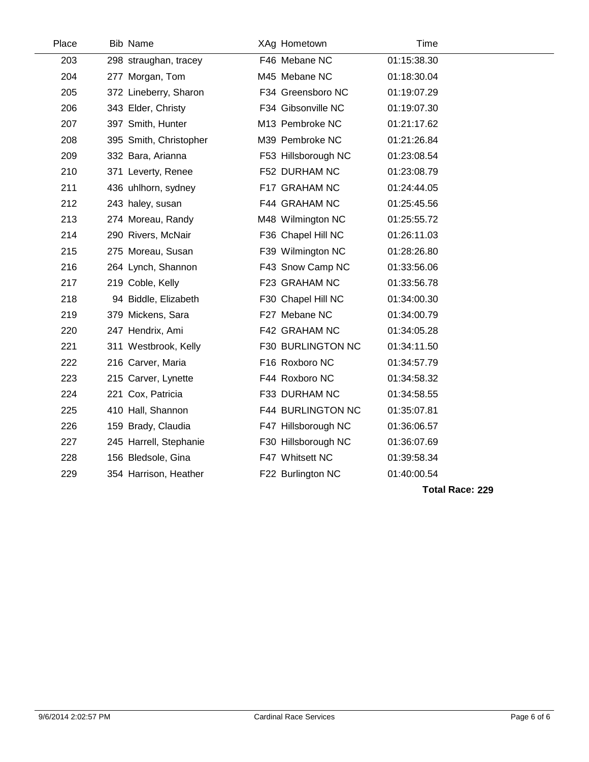| Place | Bib | Name | XAg | Hometown | Time |
|---|---|---|---|---|---|
| 203 | 298 | straughan, tracey | F46 | Mebane NC | 01:15:38.30 |
| 204 | 277 | Morgan, Tom | M45 | Mebane NC | 01:18:30.04 |
| 205 | 372 | Lineberry, Sharon | F34 | Greensboro NC | 01:19:07.29 |
| 206 | 343 | Elder, Christy | F34 | Gibsonville NC | 01:19:07.30 |
| 207 | 397 | Smith, Hunter | M13 | Pembroke NC | 01:21:17.62 |
| 208 | 395 | Smith, Christopher | M39 | Pembroke NC | 01:21:26.84 |
| 209 | 332 | Bara, Arianna | F53 | Hillsborough NC | 01:23:08.54 |
| 210 | 371 | Leverty, Renee | F52 | DURHAM NC | 01:23:08.79 |
| 211 | 436 | uhlhorn, sydney | F17 | GRAHAM NC | 01:24:44.05 |
| 212 | 243 | haley, susan | F44 | GRAHAM NC | 01:25:45.56 |
| 213 | 274 | Moreau, Randy | M48 | Wilmington NC | 01:25:55.72 |
| 214 | 290 | Rivers, McNair | F36 | Chapel Hill NC | 01:26:11.03 |
| 215 | 275 | Moreau, Susan | F39 | Wilmington NC | 01:28:26.80 |
| 216 | 264 | Lynch, Shannon | F43 | Snow Camp NC | 01:33:56.06 |
| 217 | 219 | Coble, Kelly | F23 | GRAHAM NC | 01:33:56.78 |
| 218 | 94 | Biddle, Elizabeth | F30 | Chapel Hill NC | 01:34:00.30 |
| 219 | 379 | Mickens, Sara | F27 | Mebane NC | 01:34:00.79 |
| 220 | 247 | Hendrix, Ami | F42 | GRAHAM NC | 01:34:05.28 |
| 221 | 311 | Westbrook, Kelly | F30 | BURLINGTON NC | 01:34:11.50 |
| 222 | 216 | Carver, Maria | F16 | Roxboro NC | 01:34:57.79 |
| 223 | 215 | Carver, Lynette | F44 | Roxboro NC | 01:34:58.32 |
| 224 | 221 | Cox, Patricia | F33 | DURHAM NC | 01:34:58.55 |
| 225 | 410 | Hall, Shannon | F44 | BURLINGTON NC | 01:35:07.81 |
| 226 | 159 | Brady, Claudia | F47 | Hillsborough NC | 01:36:06.57 |
| 227 | 245 | Harrell, Stephanie | F30 | Hillsborough NC | 01:36:07.69 |
| 228 | 156 | Bledsole, Gina | F47 | Whitsett NC | 01:39:58.34 |
| 229 | 354 | Harrison, Heather | F22 | Burlington NC | 01:40:00.54 |

**Total Race: 229**